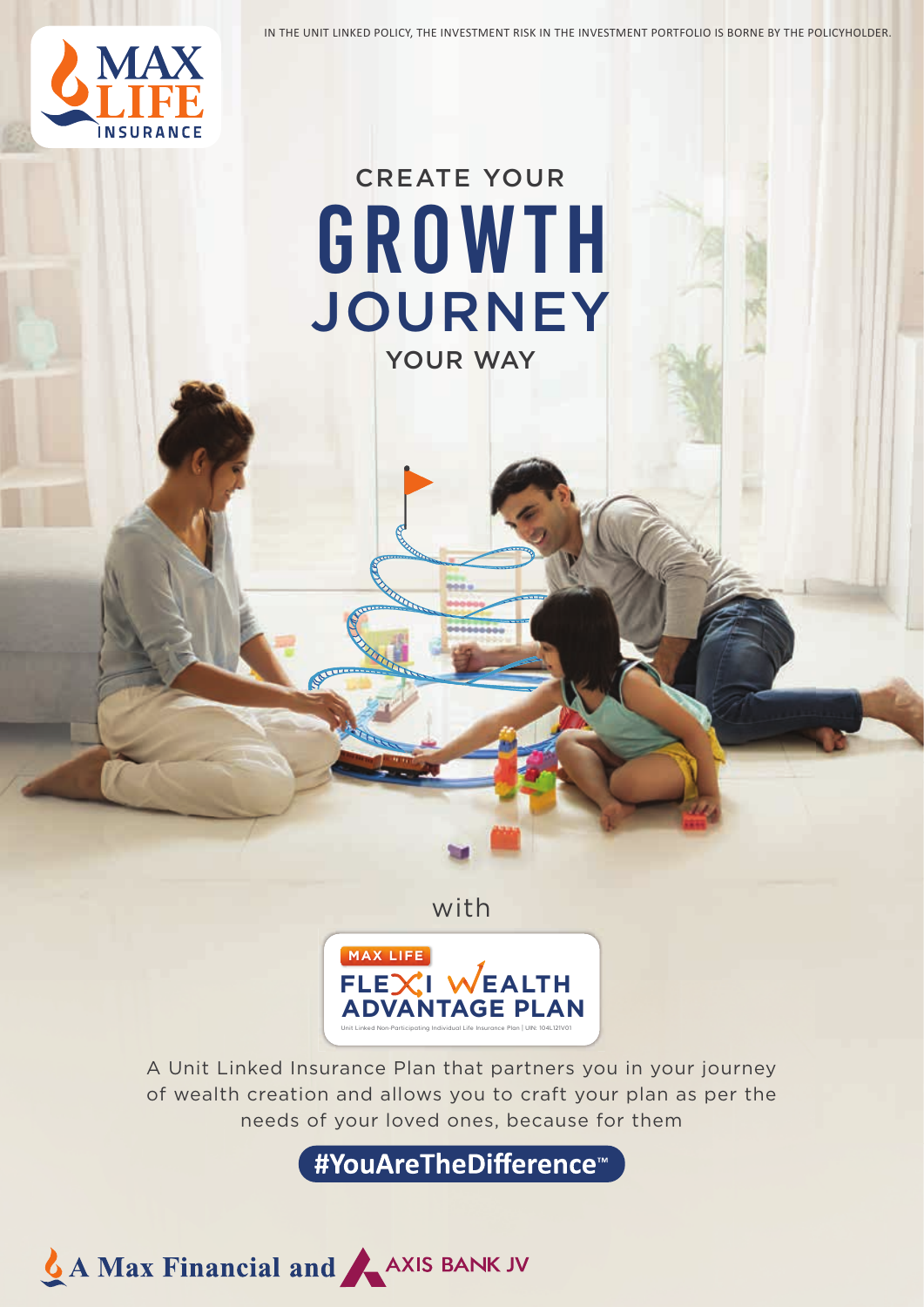IN THE UNIT LINKED POLICY, THE INVESTMENT RISK IN THE INVESTMENT PORTFOLIO IS BORNE BY THE POLICYHOLDER.

MAX LIFE INSURANCE

# CREATE YOUR GROWTH JOURNEY YOUR WAY

with

## MAX LIFE FLEXI WEALTH ADVANTAGE PLAN

Unit Linked Non-Participating Individual Life Insurance Plan | UIN: 104L121V01

A Unit Linked Insurance Plan that partners you in your journey of wealth creation and allows you to craft your plan as per the needs of your loved ones, because for them

**#YouAreTheDifference™**

A Max Financial and AXIS BANK JV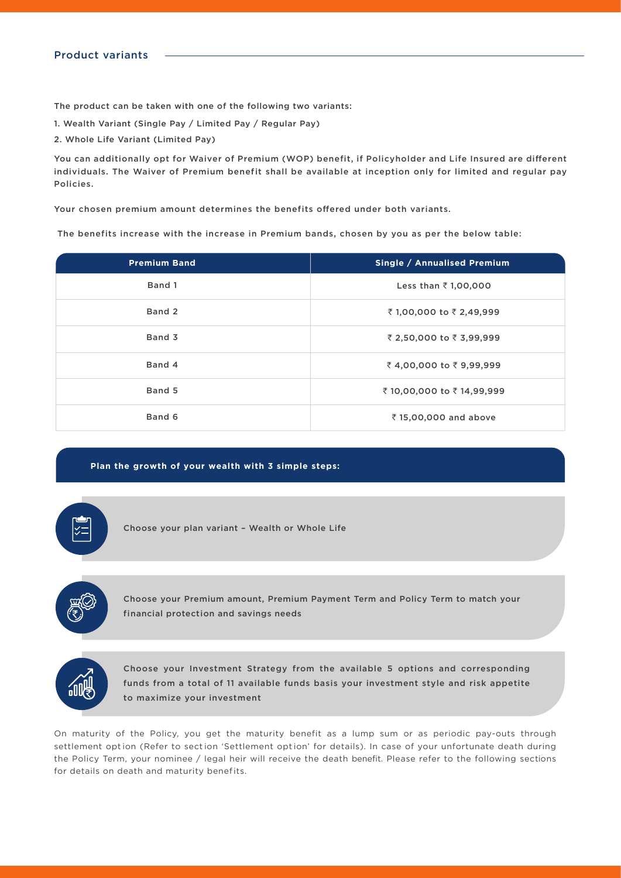## Product variants

The product can be taken with one of the following two variants:

1. Wealth Variant (Single Pay / Limited Pay / Regular Pay)
2. Whole Life Variant (Limited Pay)

You can additionally opt for Waiver of Premium (WOP) benefit, if Policyholder and Life Insured are different individuals. The Waiver of Premium benefit shall be available at inception only for limited and regular pay Policies.

Your chosen premium amount determines the benefits offered under both variants.

The benefits increase with the increase in Premium bands, chosen by you as per the below table:

| Premium Band | Single / Annualised Premium |
| --- | --- |
| Band 1 | Less than ₹ 1,00,000 |
| Band 2 | ₹ 1,00,000 to ₹ 2,49,999 |
| Band 3 | ₹ 2,50,000 to ₹ 3,99,999 |
| Band 4 | ₹ 4,00,000 to ₹ 9,99,999 |
| Band 5 | ₹ 10,00,000 to ₹ 14,99,999 |
| Band 6 | ₹ 15,00,000 and above |

**Plan the growth of your wealth with 3 simple steps:**

- Choose your plan variant – Wealth or Whole Life
- Choose your Premium amount, Premium Payment Term and Policy Term to match your financial protection and savings needs
- Choose your Investment Strategy from the available 5 options and corresponding funds from a total of 11 available funds basis your investment style and risk appetite to maximize your investment

On maturity of the Policy, you get the maturity benefit as a lump sum or as periodic pay-outs through settlement option (Refer to section 'Settlement option' for details). In case of your unfortunate death during the Policy Term, your nominee / legal heir will receive the death benefit. Please refer to the following sections for details on death and maturity benefits.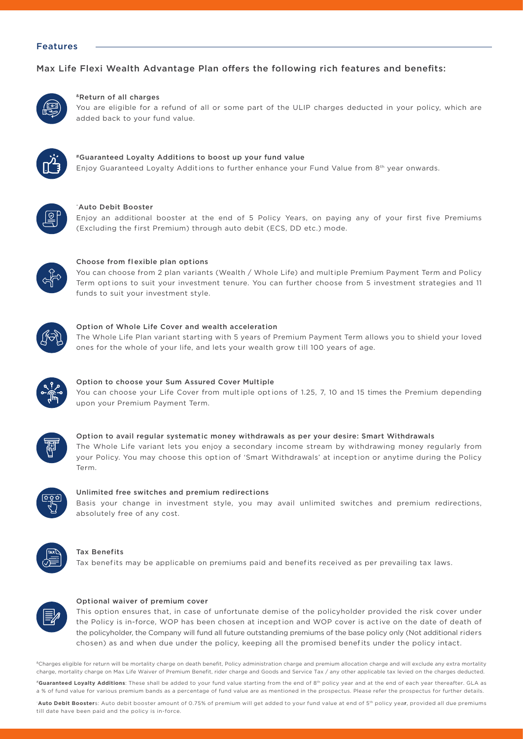## Features

### Max Life Flexi Wealth Advantage Plan offers the following rich features and benefits:

**&Return of all charges**

You are eligible for a refund of all or some part of the ULIP charges deducted in your policy, which are added back to your fund value.

**#Guaranteed Loyalty Additions to boost up your fund value**

Enjoy Guaranteed Loyalty Additions to further enhance your Fund Value from 8th year onwards.

**~Auto Debit Booster**

Enjoy an additional booster at the end of 5 Policy Years, on paying any of your first five Premiums (Excluding the first Premium) through auto debit (ECS, DD etc.) mode.

**Choose from flexible plan options**

You can choose from 2 plan variants (Wealth / Whole Life) and multiple Premium Payment Term and Policy Term options to suit your investment tenure. You can further choose from 5 investment strategies and 11 funds to suit your investment style.

**Option of Whole Life Cover and wealth acceleration**

The Whole Life Plan variant starting with 5 years of Premium Payment Term allows you to shield your loved ones for the whole of your life, and lets your wealth grow till 100 years of age.

**Option to choose your Sum Assured Cover Multiple**

You can choose your Life Cover from multiple options of 1.25, 7, 10 and 15 times the Premium depending upon your Premium Payment Term.

**Option to avail regular systematic money withdrawals as per your desire: Smart Withdrawals**

The Whole Life variant lets you enjoy a secondary income stream by withdrawing money regularly from your Policy. You may choose this option of 'Smart Withdrawals' at inception or anytime during the Policy Term.

**Unlimited free switches and premium redirections**

Basis your change in investment style, you may avail unlimited switches and premium redirections, absolutely free of any cost.

**Tax Benefits**

Tax benefits may be applicable on premiums paid and benefits received as per prevailing tax laws.

**Optional waiver of premium cover**

This option ensures that, in case of unfortunate demise of the policyholder provided the risk cover under the Policy is in-force, WOP has been chosen at inception and WOP cover is active on the date of death of the policyholder, the Company will fund all future outstanding premiums of the base policy only (Not additional riders chosen) as and when due under the policy, keeping all the promised benefits under the policy intact.

&Charges eligible for return will be mortality charge on death benefit, Policy administration charge and premium allocation charge and will exclude any extra mortality charge, mortality charge on Max Life Waiver of Premium Benefit, rider charge and Goods and Service Tax / any other applicable tax levied on the charges deducted.

#**Guaranteed Loyalty Additions**: These shall be added to your fund value starting from the end of 8th policy year and at the end of each year thereafter. GLA as a % of fund value for various premium bands as a percentage of fund value are as mentioned in the prospectus. Please refer the prospectus for further details.

~**Auto Debit Boosters**: Auto debit booster amount of 0.75% of premium will get added to your fund value at end of 5th policy year, provided all due premiums till date have been paid and the policy is in-force.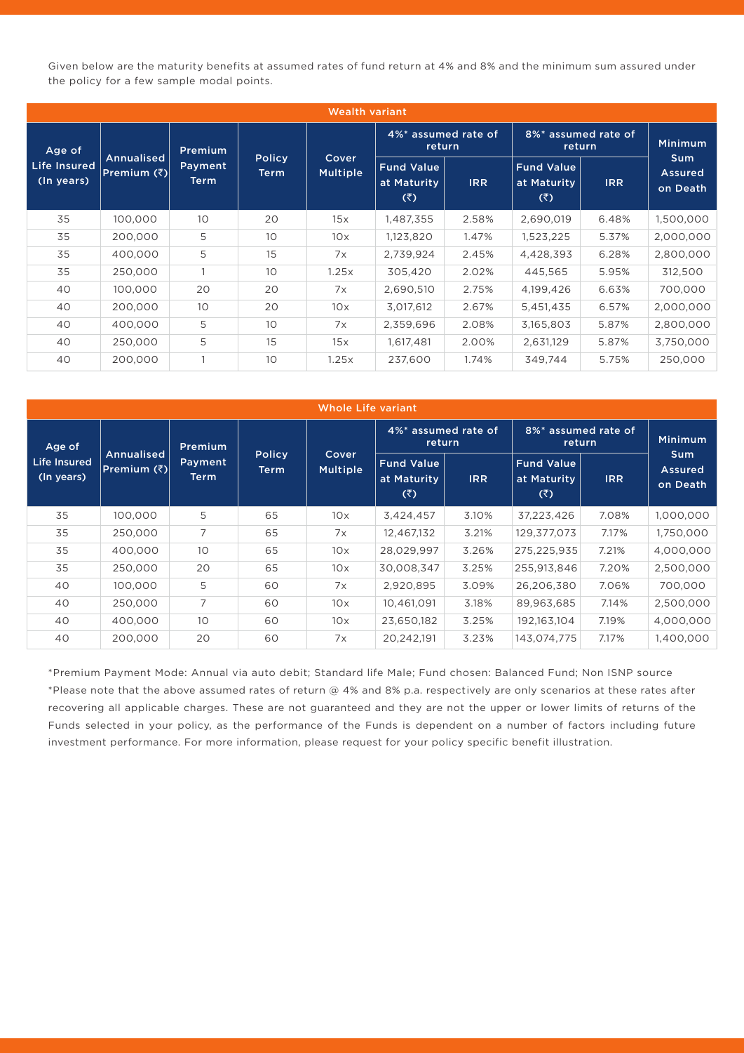Given below are the maturity benefits at assumed rates of fund return at 4% and 8% and the minimum sum assured under the policy for a few sample modal points.

| Wealth variant | | | | | | | | | |
|---|---|---|---|---|---|---|---|---|---|
| Age of Life Insured (In years) | Annualised Premium (₹) | Premium Payment Term | Policy Term | Cover Multiple | 4%* assured rate of return | | 8%* assured rate of return | | Minimum Sum Assured on Death |
| | | | | | Fund Value at Maturity (₹) | IRR | Fund Value at Maturity (₹) | IRR | |
| 35 | 100,000 | 10 | 20 | 15x | 1,487,355 | 2.58% | 2,690,019 | 6.48% | 1,500,000 |
| 35 | 200,000 | 5 | 10 | 10x | 1,123,820 | 1.47% | 1,523,225 | 5.37% | 2,000,000 |
| 35 | 400,000 | 5 | 15 | 7x | 2,739,924 | 2.45% | 4,428,393 | 6.28% | 2,800,000 |
| 35 | 250,000 | 1 | 10 | 1.25x | 305,420 | 2.02% | 445,565 | 5.95% | 312,500 |
| 40 | 100,000 | 20 | 20 | 7x | 2,690,510 | 2.75% | 4,199,426 | 6.63% | 700,000 |
| 40 | 200,000 | 10 | 20 | 10x | 3,017,612 | 2.67% | 5,451,435 | 6.57% | 2,000,000 |
| 40 | 400,000 | 5 | 10 | 7x | 2,359,696 | 2.08% | 3,165,803 | 5.87% | 2,800,000 |
| 40 | 250,000 | 5 | 15 | 15x | 1,617,481 | 2.00% | 2,631,129 | 5.87% | 3,750,000 |
| 40 | 200,000 | 1 | 10 | 1.25x | 237,600 | 1.74% | 349,744 | 5.75% | 250,000 |

| Whole Life variant | | | | | | | | | |
|---|---|---|---|---|---|---|---|---|---|
| Age of Life Insured (In years) | Annualised Premium (₹) | Premium Payment Term | Policy Term | Cover Multiple | 4%* assured rate of return | | 8%* assured rate of return | | Minimum Sum Assured on Death |
| | | | | | Fund Value at Maturity (₹) | IRR | Fund Value at Maturity (₹) | IRR | |
| 35 | 100,000 | 5 | 65 | 10x | 3,424,457 | 3.10% | 37,223,426 | 7.08% | 1,000,000 |
| 35 | 250,000 | 7 | 65 | 7x | 12,467,132 | 3.21% | 129,377,073 | 7.17% | 1,750,000 |
| 35 | 400,000 | 10 | 65 | 10x | 28,029,997 | 3.26% | 275,225,935 | 7.21% | 4,000,000 |
| 35 | 250,000 | 20 | 65 | 10x | 30,008,347 | 3.25% | 255,913,846 | 7.20% | 2,500,000 |
| 40 | 100,000 | 5 | 60 | 7x | 2,920,895 | 3.09% | 26,206,380 | 7.06% | 700,000 |
| 40 | 250,000 | 7 | 60 | 10x | 10,461,091 | 3.18% | 89,963,685 | 7.14% | 2,500,000 |
| 40 | 400,000 | 10 | 60 | 10x | 23,650,182 | 3.25% | 192,163,104 | 7.19% | 4,000,000 |
| 40 | 200,000 | 20 | 60 | 7x | 20,242,191 | 3.23% | 143,074,775 | 7.17% | 1,400,000 |

*Premium Payment Mode: Annual via auto debit; Standard life Male; Fund chosen: Balanced Fund; Non ISNP source

*Please note that the above assumed rates of return @ 4% and 8% p.a. respectively are only scenarios at these rates after recovering all applicable charges. These are not guaranteed and they are not the upper or lower limits of returns of the Funds selected in your policy, as the performance of the Funds is dependent on a number of factors including future investment performance. For more information, please request for your policy specific benefit illustration.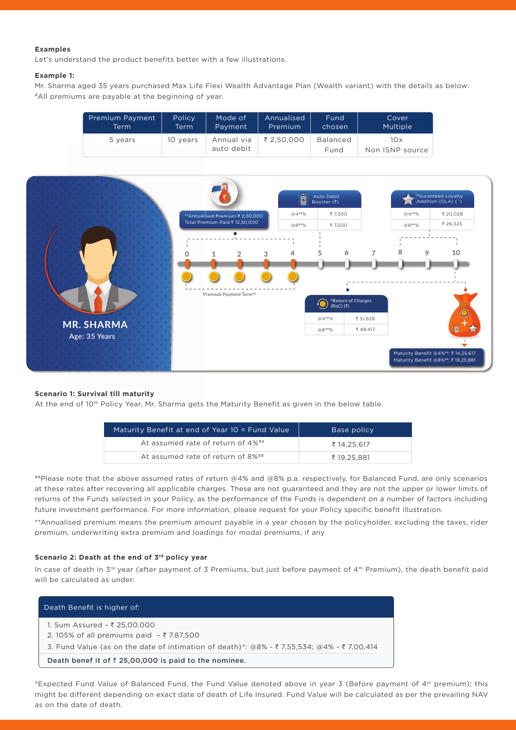**Examples**

Let's understand the product benefits better with a few illustrations.

**Example 1:**

Mr. Sharma aged 35 years purchased Max Life Flexi Wealth Advantage Plan (Wealth variant) with the details as below:
#All premiums are payable at the beginning of year.

| Premium Payment Term | Policy Term | Mode of Payment | Annualised Premium | Fund chosen | Cover Multiple |
|---|---|---|---|---|---|
| 5 years | 10 years | Annual via auto debit | ₹ 2,50,000 | Balanced Fund | 10x Non ISNP source |

MR. SHARMA
Age: 35 Years

**Annualised Premium ₹ 2,50,000
Total Premium Paid ₹ 12,50,000

Premium Payment Term&&

^Auto Debit Booster (₹)

| | |
|---|---|
| @4##% | ₹ 7,500 |
| @8##% | ₹ 7,500 |

*Guranteed Loyalty Addition (GLA) (`)

| | |
|---|---|
| @4##% | ₹ 20,029 |
| @8##% | ₹ 26,323 |

&Return of Charges (RoC) (₹)

| | |
|---|---|
| @4##% | ₹ 51,628 |
| @8##% | ₹ 48,417 |

Maturity Benefit @4%##: ₹ 14,25,617
Maturity Benefit @8%##: ₹ 19,25,881

**Scenario 1: Survival till maturity**

At the end of 10th Policy Year, Mr. Sharma gets the Maturity Benefit as given in the below table.

| Maturity Benefit at end of Year 10 = Fund Value | Base policy |
|---|---|
| At assumed rate of return of 4%## | ₹ 14,25,617 |
| At assumed rate of return of 8%## | ₹ 19,25,881 |

##Please note that the above assumed rates of return @4% and @8% p.a. respectively, for Balanced Fund, are only scenarios at these rates after recovering all applicable charges. These are not guaranteed and they are not the upper or lower limits of returns of the Funds selected in your Policy, as the performance of the Funds is dependent on a number of factors including future investment performance. For more information, please request for your Policy specific benefit illustration.

**Annualised premium means the premium amount payable in a year chosen by the policyholder, excluding the taxes, rider premium, underwriting extra premium and loadings for modal premiums, if any

**Scenario 2: Death at the end of 3rd policy year**

In case of death in 3rd year (after payment of 3 Premiums, but just before payment of 4th Premium), the death benefit paid will be calculated as under:

Death Benefit is higher of:

1. Sum Assured – ₹ 25,00,000
2. 105% of all premiums paid – ₹ 7,87,500
3. Fund Value {as on the date of intimation of death}*: @8% - ₹ 7,55,534; @4% - ₹ 7,00,414

**Death benef it of ₹ 25,00,000 is paid to the nominee.**

*Expected Fund Value of Balanced Fund, the Fund Value denoted above in year 3 (Before payment of 4th premium); this might be different depending on exact date of death of Life Insured. Fund Value will be calculated as per the prevailing NAV as on the date of death.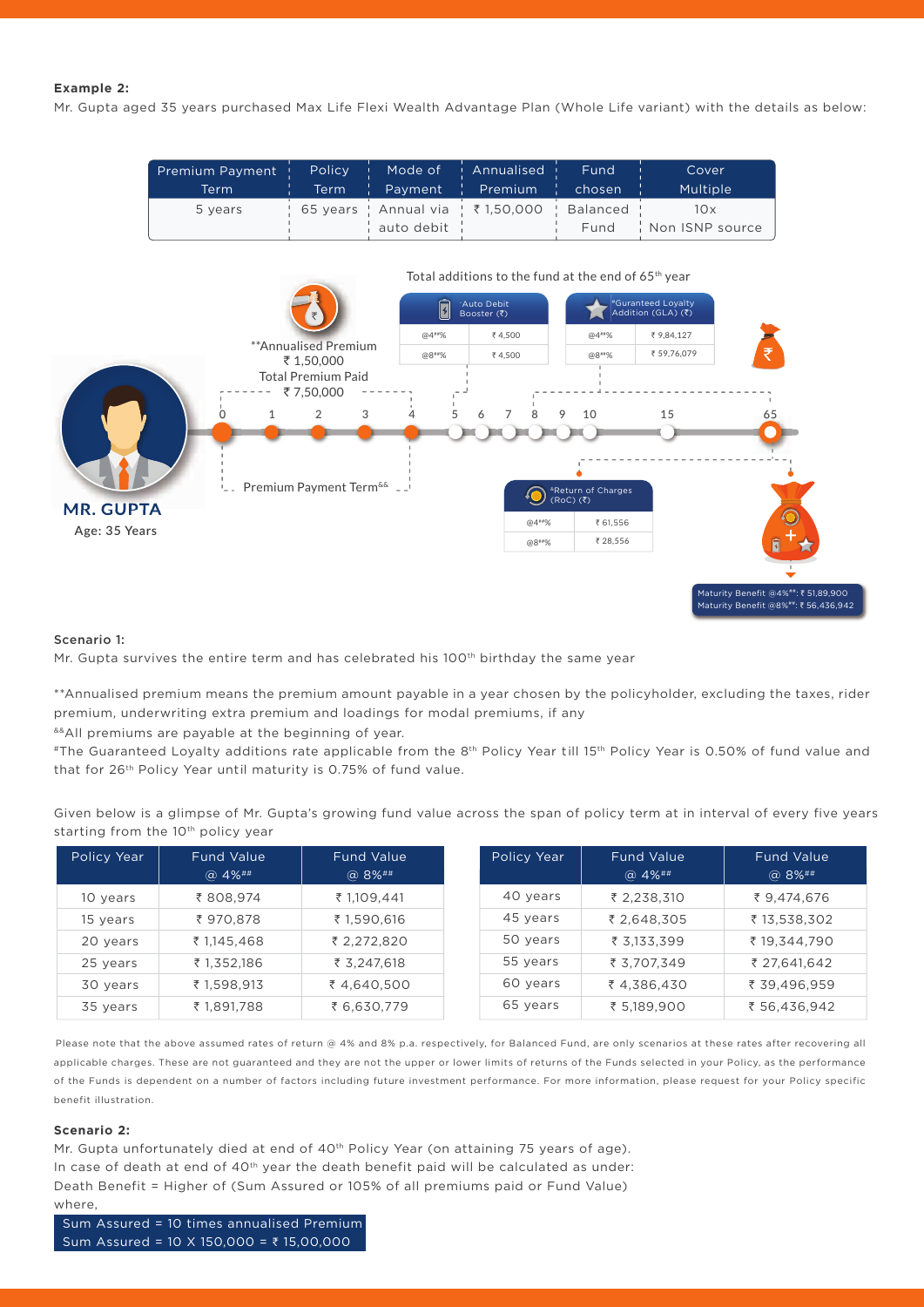**Example 2:**

Mr. Gupta aged 35 years purchased Max Life Flexi Wealth Advantage Plan (Whole Life variant) with the details as below:

| Premium Payment Term | Policy Term | Mode of Payment | Annualised Premium | Fund chosen | Cover Multiple |
|---|---|---|---|---|---|
| 5 years | 65 years | Annual via auto debit | ₹ 1,50,000 | Balanced Fund | 10x Non ISNP source |

Total additions to the fund at the end of 65th year

**Annualised Premium ₹ 1,50,000

Total Premium Paid ₹ 7,50,000

Premium Payment Term&&

| ^Auto Debit Booster (₹) | |
|---|---|
| @4##% | ₹ 4,500 |
| @8##% | ₹ 4,500 |

| #Guranteed Loyalty Addition (GLA) (₹) | |
|---|---|
| @4##% | ₹ 9,84,127 |
| @8##% | ₹ 59,76,079 |

| *Return of Charges (RoC) (₹) | |
|---|---|
| @4##% | ₹ 61,556 |
| @8##% | ₹ 28,556 |

MR. GUPTA
Age: 35 Years

Maturity Benefit @4%##: ₹ 51,89,900
Maturity Benefit @8%##: ₹ 56,436,942

**Scenario 1:**

Mr. Gupta survives the entire term and has celebrated his 100th birthday the same year

**Annualised premium means the premium amount payable in a year chosen by the policyholder, excluding the taxes, rider premium, underwriting extra premium and loadings for modal premiums, if any

&&All premiums are payable at the beginning of year.

#The Guaranteed Loyalty additions rate applicable from the 8th Policy Year till 15th Policy Year is 0.50% of fund value and that for 26th Policy Year until maturity is 0.75% of fund value.

Given below is a glimpse of Mr. Gupta's growing fund value across the span of policy term at in interval of every five years starting from the 10th policy year

| Policy Year | Fund Value @ 4%## | Fund Value @ 8%## |
|---|---|---|
| 10 years | ₹ 808,974 | ₹ 1,109,441 |
| 15 years | ₹ 970,878 | ₹ 1,590,616 |
| 20 years | ₹ 1,145,468 | ₹ 2,272,820 |
| 25 years | ₹ 1,352,186 | ₹ 3,247,618 |
| 30 years | ₹ 1,598,913 | ₹ 4,640,500 |
| 35 years | ₹ 1,891,788 | ₹ 6,630,779 |
| 40 years | ₹ 2,238,310 | ₹ 9,474,676 |
| 45 years | ₹ 2,648,305 | ₹ 13,538,302 |
| 50 years | ₹ 3,133,399 | ₹ 19,344,790 |
| 55 years | ₹ 3,707,349 | ₹ 27,641,642 |
| 60 years | ₹ 4,386,430 | ₹ 39,496,959 |
| 65 years | ₹ 5,189,900 | ₹ 56,436,942 |

Please note that the above assumed rates of return @ 4% and 8% p.a. respectively, for Balanced Fund, are only scenarios at these rates after recovering all applicable charges. These are not guaranteed and they are not the upper or lower limits of returns of the Funds selected in your Policy, as the performance of the Funds is dependent on a number of factors including future investment performance. For more information, please request for your Policy specific benefit illustration.

**Scenario 2:**

Mr. Gupta unfortunately died at end of 40th Policy Year (on attaining 75 years of age).
In case of death at end of 40th year the death benefit paid will be calculated as under:
Death Benefit = Higher of (Sum Assured or 105% of all premiums paid or Fund Value)
where,

Sum Assured = 10 times annualised Premium
Sum Assured = 10 X 150,000 = ₹ 15,00,000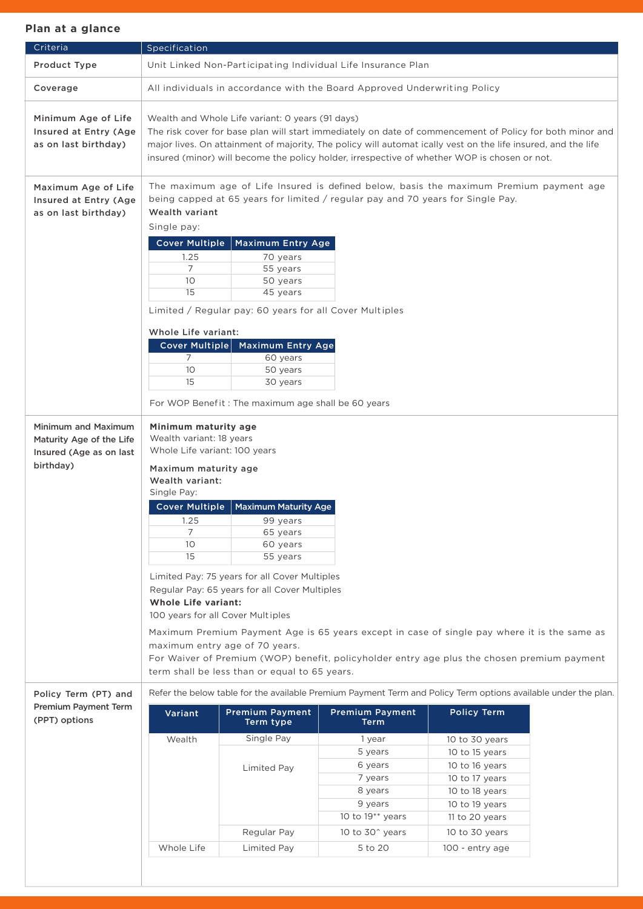## Plan at a glance

| Criteria | Specification |
|---|---|
| Product Type | Unit Linked Non-Participating Individual Life Insurance Plan |
| Coverage | All individuals in accordance with the Board Approved Underwriting Policy |
| Minimum Age of Life Insured at Entry (Age as on last birthday) | Wealth and Whole Life variant: 0 years (91 days)<br>The risk cover for base plan will start immediately on date of commencement of Policy for both minor and major lives. On attainment of majority, The policy will automatically vest on the life insured, and the life insured (minor) will become the policy holder, irrespective of whether WOP is chosen or not. |
| Maximum Age of Life Insured at Entry (Age as on last birthday) | The maximum age of Life Insured is defined below, basis the maximum Premium payment age being capped at 65 years for limited / regular pay and 70 years for Single Pay.<br>**Wealth variant**<br>Single pay:<br>Cover Multiple 1.25 – Maximum Entry Age 70 years<br>Cover Multiple 7 – Maximum Entry Age 55 years<br>Cover Multiple 10 – Maximum Entry Age 50 years<br>Cover Multiple 15 – Maximum Entry Age 45 years<br>Limited / Regular pay: 60 years for all Cover Multiples<br>**Whole Life variant:**<br>Cover Multiple 7 – Maximum Entry Age 60 years<br>Cover Multiple 10 – Maximum Entry Age 50 years<br>Cover Multiple 15 – Maximum Entry Age 30 years<br>For WOP Benefit : The maximum age shall be 60 years |
| Minimum and Maximum Maturity Age of the Life Insured (Age as on last birthday) | **Minimum maturity age**<br>Wealth variant: 18 years<br>Whole Life variant: 100 years<br>**Maximum maturity age**<br>**Wealth variant:**<br>Single Pay:<br>Cover Multiple 1.25 – Maximum Maturity Age 99 years<br>Cover Multiple 7 – Maximum Maturity Age 65 years<br>Cover Multiple 10 – Maximum Maturity Age 60 years<br>Cover Multiple 15 – Maximum Maturity Age 55 years<br>Limited Pay: 75 years for all Cover Multiples<br>Regular Pay: 65 years for all Cover Multiples<br>**Whole Life variant:**<br>100 years for all Cover Multiples<br>Maximum Premium Payment Age is 65 years except in case of single pay where it is the same as maximum entry age of 70 years.<br>For Waiver of Premium (WOP) benefit, policyholder entry age plus the chosen premium payment term shall be less than or equal to 65 years. |
| Policy Term (PT) and Premium Payment Term (PPT) options | Refer the below table for the available Premium Payment Term and Policy Term options available under the plan. |

| Variant | Premium Payment Term type | Premium Payment Term | Policy Term |
|---|---|---|---|
| Wealth | Single Pay | 1 year | 10 to 30 years |
| | Limited Pay | 5 years | 10 to 15 years |
| | | 6 years | 10 to 16 years |
| | | 7 years | 10 to 17 years |
| | | 8 years | 10 to 18 years |
| | | 9 years | 10 to 19 years |
| | | 10 to 19** years | 11 to 20 years |
| | Regular Pay | 10 to 30^ years | 10 to 30 years |
| Whole Life | Limited Pay | 5 to 20 | 100 - entry age |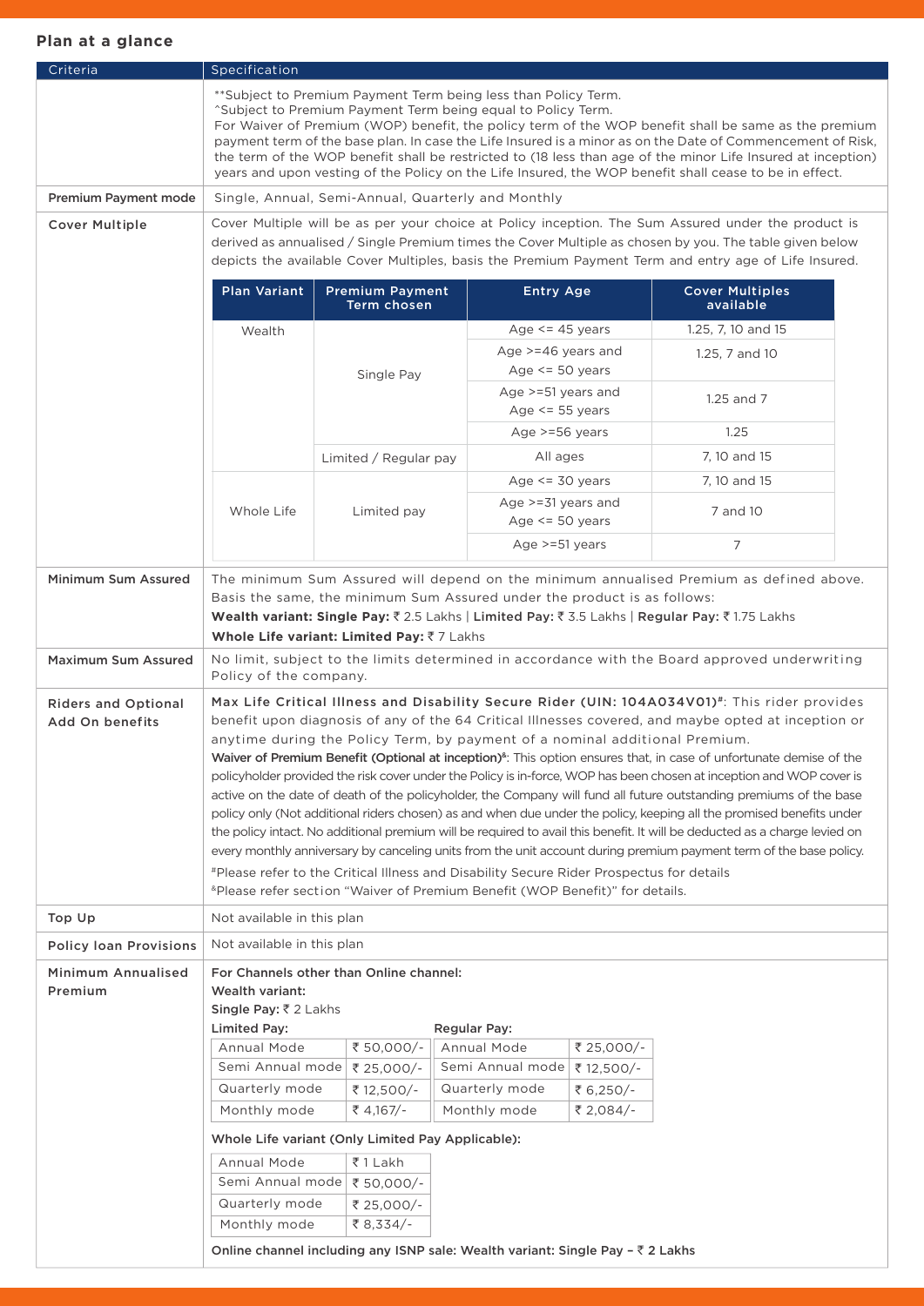## Plan at a glance

| Criteria | Specification |
|---|---|
| | **Subject to Premium Payment Term being less than Policy Term.<br>^Subject to Premium Payment Term being equal to Policy Term.<br>For Waiver of Premium (WOP) benefit, the policy term of the WOP benefit shall be same as the premium payment term of the base plan. In case the Life Insured is a minor as on the Date of Commencement of Risk, the term of the WOP benefit shall be restricted to (18 less than age of the minor Life Insured at inception) years and upon vesting of the Policy on the Life Insured, the WOP benefit shall cease to be in effect. |
| **Premium Payment mode** | Single, Annual, Semi-Annual, Quarterly and Monthly |
| **Cover Multiple** | Cover Multiple will be as per your choice at Policy inception. The Sum Assured under the product is derived as annualised / Single Premium times the Cover Multiple as chosen by you. The table given below depicts the available Cover Multiples, basis the Premium Payment Term and entry age of Life Insured. (see table below) |
| **Minimum Sum Assured** | The minimum Sum Assured will depend on the minimum annualised Premium as defined above. Basis the same, the minimum Sum Assured under the product is as follows:<br>**Wealth variant: Single Pay:** ₹ 2.5 Lakhs \| **Limited Pay:** ₹ 3.5 Lakhs \| **Regular Pay:** ₹ 1.75 Lakhs<br>**Whole Life variant: Limited Pay:** ₹ 7 Lakhs |
| **Maximum Sum Assured** | No limit, subject to the limits determined in accordance with the Board approved underwriting Policy of the company. |
| **Riders and Optional Add On benefits** | **Max Life Critical Illness and Disability Secure Rider (UIN: 104A034V01)#**: This rider provides benefit upon diagnosis of any of the 64 Critical Illnesses covered, and maybe opted at inception or anytime during the Policy Term, by payment of a nominal additional Premium.<br>**Waiver of Premium Benefit (Optional at inception)&**: This option ensures that, in case of unfortunate demise of the policyholder provided the risk cover under the Policy is in-force, WOP has been chosen at inception and WOP cover is active on the date of death of the policyholder, the Company will fund all future outstanding premiums of the base policy only (Not additional riders chosen) as and when due under the policy, keeping all the promised benefits under the policy intact. No additional premium will be required to avail this benefit. It will be deducted as a charge levied on every monthly anniversary by canceling units from the unit account during premium payment term of the base policy.<br>#Please refer to the Critical Illness and Disability Secure Rider Prospectus for details<br>&Please refer section "Waiver of Premium Benefit (WOP Benefit)" for details. |
| **Top Up** | Not available in this plan |
| **Policy loan Provisions** | Not available in this plan |
| **Minimum Annualised Premium** | (see tables below) |

**Cover Multiple:**

| Plan Variant | Premium Payment Term chosen | Entry Age | Cover Multiples available |
|---|---|---|---|
| Wealth | Single Pay | Age <= 45 years | 1.25, 7, 10 and 15 |
| | | Age >=46 years and Age <= 50 years | 1.25, 7 and 10 |
| | | Age >=51 years and Age <= 55 years | 1.25 and 7 |
| | | Age >=56 years | 1.25 |
| | Limited / Regular pay | All ages | 7, 10 and 15 |
| Whole Life | Limited pay | Age <= 30 years | 7, 10 and 15 |
| | | Age >=31 years and Age <= 50 years | 7 and 10 |
| | | Age >=51 years | 7 |

**Minimum Annualised Premium:**

**For Channels other than Online channel:**

**Wealth variant:**

**Single Pay:** ₹ 2 Lakhs

| Limited Pay: | | Regular Pay: | |
|---|---|---|---|
| Annual Mode | ₹ 50,000/- | Annual Mode | ₹ 25,000/- |
| Semi Annual mode | ₹ 25,000/- | Semi Annual mode | ₹ 12,500/- |
| Quarterly mode | ₹ 12,500/- | Quarterly mode | ₹ 6,250/- |
| Monthly mode | ₹ 4,167/- | Monthly mode | ₹ 2,084/- |

**Whole Life variant (Only Limited Pay Applicable):**

| Mode | Premium |
|---|---|
| Annual Mode | ₹ 1 Lakh |
| Semi Annual mode | ₹ 50,000/- |
| Quarterly mode | ₹ 25,000/- |
| Monthly mode | ₹ 8,334/- |

**Online channel including any ISNP sale: Wealth variant: Single Pay – ₹ 2 Lakhs**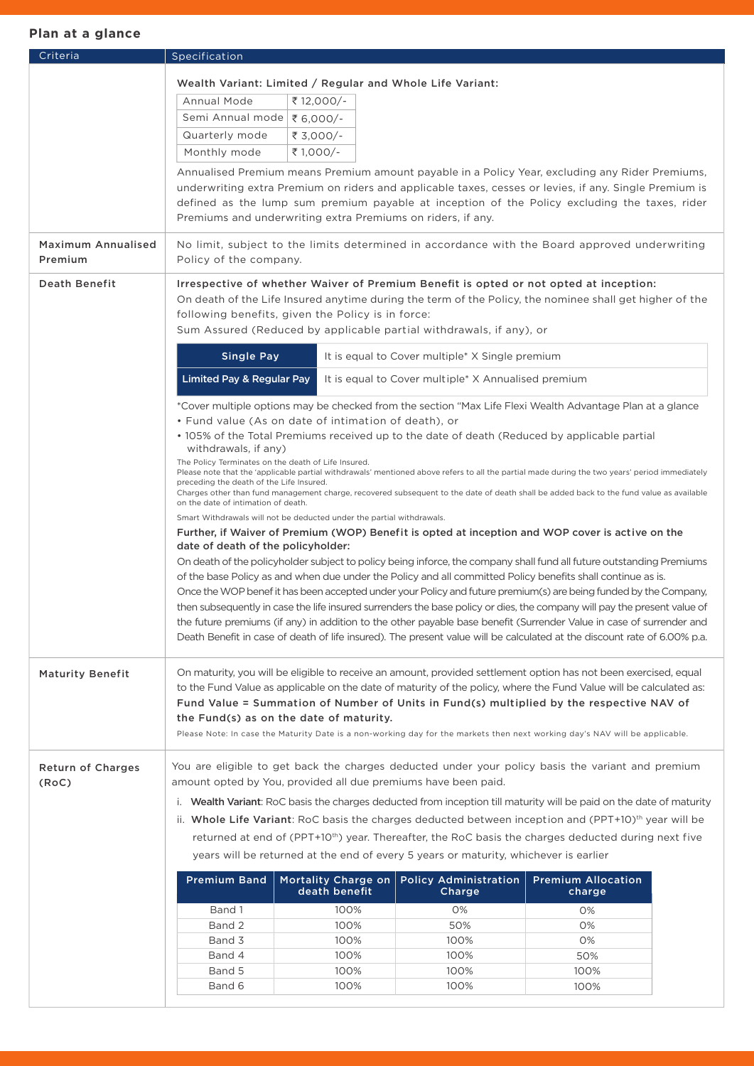## Plan at a glance

| Criteria | Specification |
|---|---|
| | **Wealth Variant: Limited / Regular and Whole Life Variant:**<br>Annual Mode: ₹ 12,000/-<br>Semi Annual mode: ₹ 6,000/-<br>Quarterly mode: ₹ 3,000/-<br>Monthly mode: ₹ 1,000/-<br>Annualised Premium means Premium amount payable in a Policy Year, excluding any Rider Premiums, underwriting extra Premium on riders and applicable taxes, cesses or levies, if any. Single Premium is defined as the lump sum premium payable at inception of the Policy excluding the taxes, rider Premiums and underwriting extra Premiums on riders, if any. |
| Maximum Annualised Premium | No limit, subject to the limits determined in accordance with the Board approved underwriting Policy of the company. |
| Death Benefit | **Irrespective of whether Waiver of Premium Benefit is opted or not opted at inception:**<br>On death of the Life Insured anytime during the term of the Policy, the nominee shall get higher of the following benefits, given the Policy is in force:<br>Sum Assured (Reduced by applicable partial withdrawals, if any), or<br>**Single Pay**: It is equal to Cover multiple* X Single premium<br>**Limited Pay & Regular Pay**: It is equal to Cover multiple* X Annualised premium<br>*Cover multiple options may be checked from the section "Max Life Flexi Wealth Advantage Plan at a glance<br>• Fund value (As on date of intimation of death), or<br>• 105% of the Total Premiums received up to the date of death (Reduced by applicable partial withdrawals, if any)<br>The Policy Terminates on the death of Life Insured.<br>Please note that the 'applicable partial withdrawals' mentioned above refers to all the partial made during the two years' period immediately preceding the death of the Life Insured.<br>Charges other than fund management charge, recovered subsequent to the date of death shall be added back to the fund value as available on the date of intimation of death.<br>Smart Withdrawals will not be deducted under the partial withdrawals.<br>**Further, if Waiver of Premium (WOP) Benefit is opted at inception and WOP cover is active on the date of death of the policyholder:**<br>On death of the policyholder subject to policy being inforce, the company shall fund all future outstanding Premiums of the base Policy as and when due under the Policy and all committed Policy benefits shall continue as is.<br>Once the WOP benefit has been accepted under your Policy and future premium(s) are being funded by the Company, then subsequently in case the life insured surrenders the base policy or dies, the company will pay the present value of the future premiums (if any) in addition to the other payable base benefit (Surrender Value in case of surrender and Death Benefit in case of death of life insured). The present value will be calculated at the discount rate of 6.00% p.a. |
| Maturity Benefit | On maturity, you will be eligible to receive an amount, provided settlement option has not been exercised, equal to the Fund Value as applicable on the date of maturity of the policy, where the Fund Value will be calculated as:<br>**Fund Value = Summation of Number of Units in Fund(s) multiplied by the respective NAV of the Fund(s) as on the date of maturity.**<br>Please Note: In case the Maturity Date is a non-working day for the markets then next working day's NAV will be applicable. |
| Return of Charges (RoC) | You are eligible to get back the charges deducted under your policy basis the variant and premium amount opted by You, provided all due premiums have been paid.<br>i. **Wealth Variant**: RoC basis the charges deducted from inception till maturity will be paid on the date of maturity<br>ii. **Whole Life Variant**: RoC basis the charges deducted between inception and (PPT+10)th year will be returned at end of (PPT+10th) year. Thereafter, the RoC basis the charges deducted during next five years will be returned at the end of every 5 years or maturity, whichever is earlier |

| Premium Band | Mortality Charge on death benefit | Policy Administration Charge | Premium Allocation charge |
|---|---|---|---|
| Band 1 | 100% | 0% | 0% |
| Band 2 | 100% | 50% | 0% |
| Band 3 | 100% | 100% | 0% |
| Band 4 | 100% | 100% | 50% |
| Band 5 | 100% | 100% | 100% |
| Band 6 | 100% | 100% | 100% |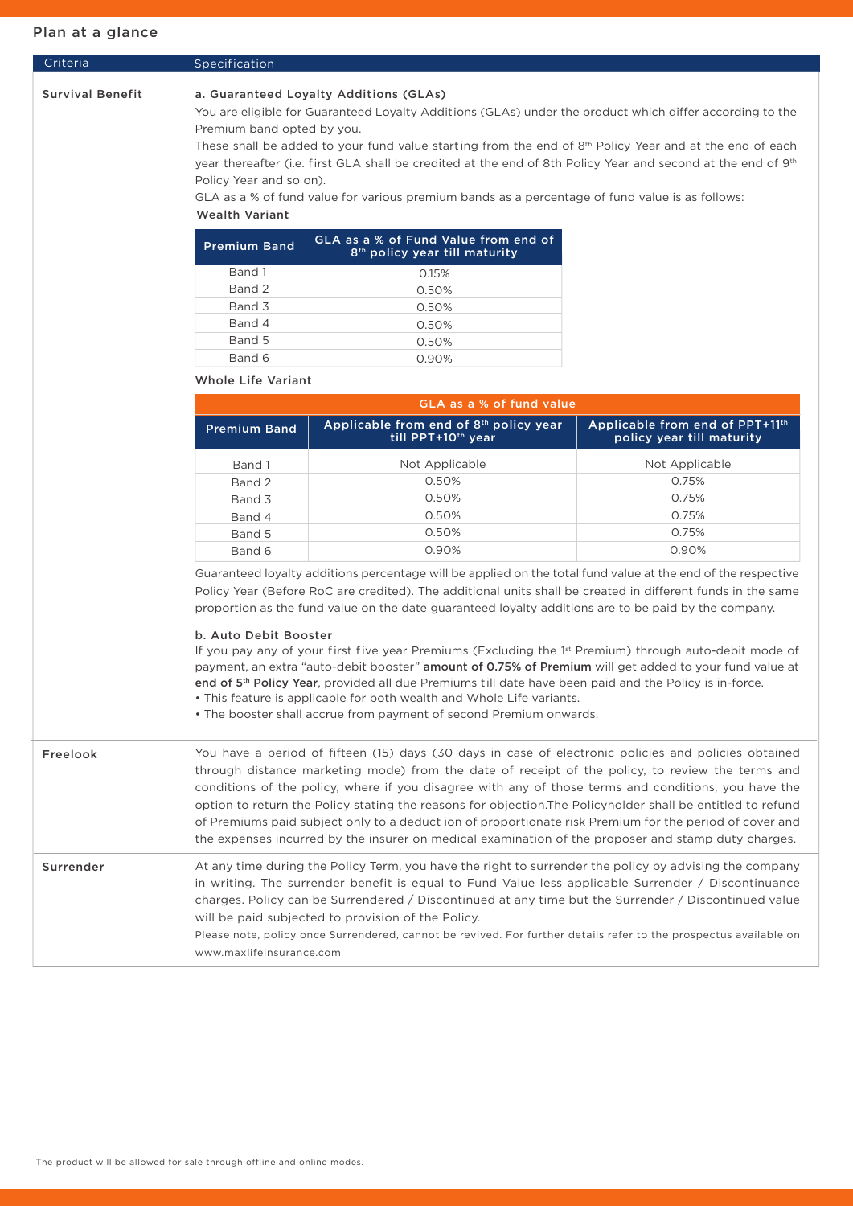## Plan at a glance

| Criteria | Specification |
|---|---|
| Survival Benefit | **a. Guaranteed Loyalty Additions (GLAs)** You are eligible for Guaranteed Loyalty Additions (GLAs) under the product which differ according to the Premium band opted by you. These shall be added to your fund value starting from the end of 8th Policy Year and at the end of each year thereafter (i.e. first GLA shall be credited at the end of 8th Policy Year and second at the end of 9th Policy Year and so on). GLA as a % of fund value for various premium bands as a percentage of fund value is as follows: |

**Wealth Variant**

| Premium Band | GLA as a % of Fund Value from end of 8th policy year till maturity |
|---|---|
| Band 1 | 0.15% |
| Band 2 | 0.50% |
| Band 3 | 0.50% |
| Band 4 | 0.50% |
| Band 5 | 0.50% |
| Band 6 | 0.90% |

**Whole Life Variant**

| | GLA as a % of fund value | |
|---|---|---|
| Premium Band | Applicable from end of 8th policy year till PPT+10th year | Applicable from end of PPT+11th policy year till maturity |
| Band 1 | Not Applicable | Not Applicable |
| Band 2 | 0.50% | 0.75% |
| Band 3 | 0.50% | 0.75% |
| Band 4 | 0.50% | 0.75% |
| Band 5 | 0.50% | 0.75% |
| Band 6 | 0.90% | 0.90% |

Guaranteed loyalty additions percentage will be applied on the total fund value at the end of the respective Policy Year (Before RoC are credited). The additional units shall be created in different funds in the same proportion as the fund value on the date guaranteed loyalty additions are to be paid by the company.

**b. Auto Debit Booster**

If you pay any of your first five year Premiums (Excluding the 1st Premium) through auto-debit mode of payment, an extra "auto-debit booster" **amount of 0.75% of Premium** will get added to your fund value at **end of 5th Policy Year**, provided all due Premiums till date have been paid and the Policy is in-force.

- This feature is applicable for both wealth and Whole Life variants.
- The booster shall accrue from payment of second Premium onwards.

| Criteria | Specification |
|---|---|
| Freelook | You have a period of fifteen (15) days (30 days in case of electronic policies and policies obtained through distance marketing mode) from the date of receipt of the policy, to review the terms and conditions of the policy, where if you disagree with any of those terms and conditions, you have the option to return the Policy stating the reasons for objection.The Policyholder shall be entitled to refund of Premiums paid subject only to a deduct ion of proportionate risk Premium for the period of cover and the expenses incurred by the insurer on medical examination of the proposer and stamp duty charges. |
| Surrender | At any time during the Policy Term, you have the right to surrender the policy by advising the company in writing. The surrender benefit is equal to Fund Value less applicable Surrender / Discontinuance charges. Policy can be Surrendered / Discontinued at any time but the Surrender / Discontinued value will be paid subjected to provision of the Policy. Please note, policy once Surrendered, cannot be revived. For further details refer to the prospectus available on www.maxlifeinsurance.com |

The product will be allowed for sale through offline and online modes.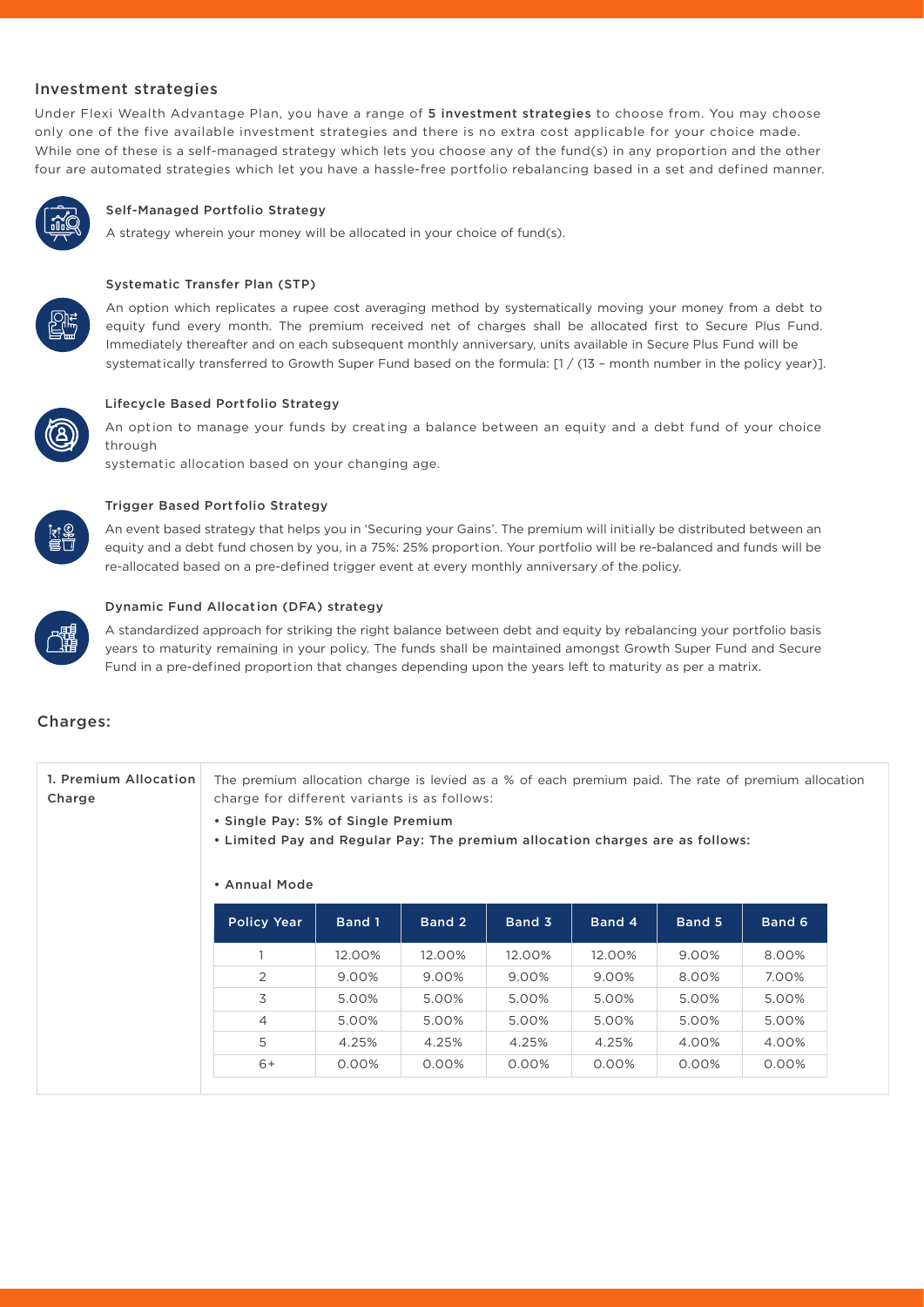## Investment strategies

Under Flexi Wealth Advantage Plan, you have a range of **5 investment strategies** to choose from. You may choose only one of the five available investment strategies and there is no extra cost applicable for your choice made. While one of these is a self-managed strategy which lets you choose any of the fund(s) in any proportion and the other four are automated strategies which let you have a hassle-free portfolio rebalancing based in a set and defined manner.

### Self-Managed Portfolio Strategy

A strategy wherein your money will be allocated in your choice of fund(s).

### Systematic Transfer Plan (STP)

An option which replicates a rupee cost averaging method by systematically moving your money from a debt to equity fund every month. The premium received net of charges shall be allocated first to Secure Plus Fund. Immediately thereafter and on each subsequent monthly anniversary, units available in Secure Plus Fund will be systematically transferred to Growth Super Fund based on the formula: [1 / (13 – month number in the policy year)].

### Lifecycle Based Portfolio Strategy

An option to manage your funds by creating a balance between an equity and a debt fund of your choice through systematic allocation based on your changing age.

### Trigger Based Portfolio Strategy

An event based strategy that helps you in 'Securing your Gains'. The premium will initially be distributed between an equity and a debt fund chosen by you, in a 75%: 25% proportion. Your portfolio will be re-balanced and funds will be re-allocated based on a pre-defined trigger event at every monthly anniversary of the policy.

### Dynamic Fund Allocation (DFA) strategy

A standardized approach for striking the right balance between debt and equity by rebalancing your portfolio basis years to maturity remaining in your policy. The funds shall be maintained amongst Growth Super Fund and Secure Fund in a pre-defined proportion that changes depending upon the years left to maturity as per a matrix.

## Charges:

**1. Premium Allocation Charge**

The premium allocation charge is levied as a % of each premium paid. The rate of premium allocation charge for different variants is as follows:

- **Single Pay: 5% of Single Premium**
- **Limited Pay and Regular Pay: The premium allocation charges are as follows:**

- Annual Mode

| Policy Year | Band 1 | Band 2 | Band 3 | Band 4 | Band 5 | Band 6 |
|---|---|---|---|---|---|---|
| 1 | 12.00% | 12.00% | 12.00% | 12.00% | 9.00% | 8.00% |
| 2 | 9.00% | 9.00% | 9.00% | 9.00% | 8.00% | 7.00% |
| 3 | 5.00% | 5.00% | 5.00% | 5.00% | 5.00% | 5.00% |
| 4 | 5.00% | 5.00% | 5.00% | 5.00% | 5.00% | 5.00% |
| 5 | 4.25% | 4.25% | 4.25% | 4.25% | 4.00% | 4.00% |
| 6+ | 0.00% | 0.00% | 0.00% | 0.00% | 0.00% | 0.00% |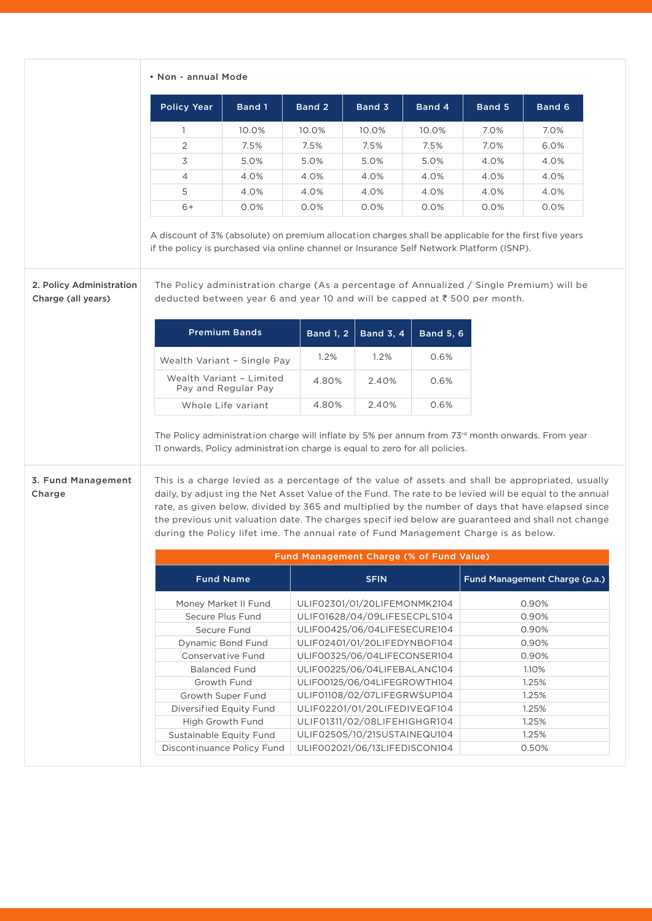• Non - annual Mode

| Policy Year | Band 1 | Band 2 | Band 3 | Band 4 | Band 5 | Band 6 |
|---|---|---|---|---|---|---|
| 1 | 10.0% | 10.0% | 10.0% | 10.0% | 7.0% | 7.0% |
| 2 | 7.5% | 7.5% | 7.5% | 7.5% | 7.0% | 6.0% |
| 3 | 5.0% | 5.0% | 5.0% | 5.0% | 4.0% | 4.0% |
| 4 | 4.0% | 4.0% | 4.0% | 4.0% | 4.0% | 4.0% |
| 5 | 4.0% | 4.0% | 4.0% | 4.0% | 4.0% | 4.0% |
| 6+ | 0.0% | 0.0% | 0.0% | 0.0% | 0.0% | 0.0% |

A discount of 3% (absolute) on premium allocation charges shall be applicable for the first five years if the policy is purchased via online channel or Insurance Self Network Platform (ISNP).

**2. Policy Administration Charge (all years)**

The Policy administration charge (As a percentage of Annualized / Single Premium) will be deducted between year 6 and year 10 and will be capped at ₹ 500 per month.

| Premium Bands | Band 1, 2 | Band 3, 4 | Band 5, 6 |
|---|---|---|---|
| Wealth Variant - Single Pay | 1.2% | 1.2% | 0.6% |
| Wealth Variant - Limited Pay and Regular Pay | 4.80% | 2.40% | 0.6% |
| Whole Life variant | 4.80% | 2.40% | 0.6% |

The Policy administration charge will inflate by 5% per annum from 73rd month onwards. From year 11 onwards, Policy administration charge is equal to zero for all policies.

**3. Fund Management Charge**

This is a charge levied as a percentage of the value of assets and shall be appropriated, usually daily, by adjusting the Net Asset Value of the Fund. The rate to be levied will be equal to the annual rate, as given below, divided by 365 and multiplied by the number of days that have elapsed since the previous unit valuation date. The charges specified below are guaranteed and shall not change during the Policy lifetime. The annual rate of Fund Management Charge is as below.

| Fund Management Charge (% of Fund Value) | | |
|---|---|---|
| **Fund Name** | **SFIN** | **Fund Management Charge (p.a.)** |
| Money Market II Fund | ULIF02301/01/20LIFEMONMK2104 | 0.90% |
| Secure Plus Fund | ULIF01628/04/09LIFESECPLS104 | 0.90% |
| Secure Fund | ULIF00425/06/04LIFESECURE104 | 0.90% |
| Dynamic Bond Fund | ULIF02401/01/20LIFEDYNBOF104 | 0.90% |
| Conservative Fund | ULIF00325/06/04LIFECONSER104 | 0.90% |
| Balanced Fund | ULIF00225/06/04LIFEBALANC104 | 1.10% |
| Growth Fund | ULIF00125/06/04LIFEGROWTH104 | 1.25% |
| Growth Super Fund | ULIF01108/02/07LIFEGRWSUP104 | 1.25% |
| Diversified Equity Fund | ULIF02201/01/20LIFEDIVEQF104 | 1.25% |
| High Growth Fund | ULIF01311/02/08LIFEHIGHGR104 | 1.25% |
| Sustainable Equity Fund | ULIF02505/10/21SUSTAINEQU104 | 1.25% |
| Discontinuance Policy Fund | ULIF002021/06/13LIFEDISCON104 | 0.50% |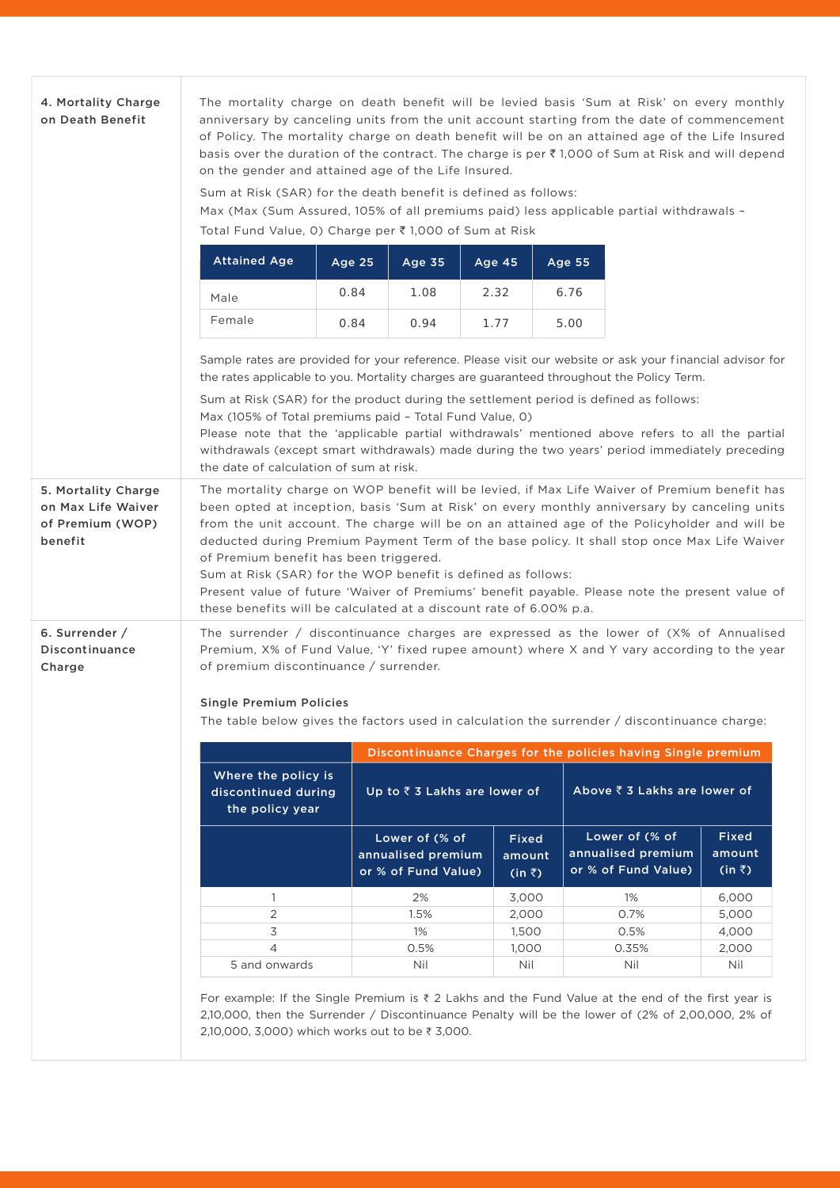### 4. Mortality Charge on Death Benefit

The mortality charge on death benefit will be levied basis 'Sum at Risk' on every monthly anniversary by canceling units from the unit account starting from the date of commencement of Policy. The mortality charge on death benefit will be on an attained age of the Life Insured basis over the duration of the contract. The charge is per ₹ 1,000 of Sum at Risk and will depend on the gender and attained age of the Life Insured.

Sum at Risk (SAR) for the death benefit is defined as follows:

Max (Max (Sum Assured, 105% of all premiums paid) less applicable partial withdrawals – Total Fund Value, 0) Charge per ₹ 1,000 of Sum at Risk

| Attained Age | Age 25 | Age 35 | Age 45 | Age 55 |
|---|---|---|---|---|
| Male | 0.84 | 1.08 | 2.32 | 6.76 |
| Female | 0.84 | 0.94 | 1.77 | 5.00 |

Sample rates are provided for your reference. Please visit our website or ask your financial advisor for the rates applicable to you. Mortality charges are guaranteed throughout the Policy Term.

Sum at Risk (SAR) for the product during the settlement period is defined as follows:
Max (105% of Total premiums paid – Total Fund Value, 0)
Please note that the 'applicable partial withdrawals' mentioned above refers to all the partial withdrawals (except smart withdrawals) made during the two years' period immediately preceding the date of calculation of sum at risk.

### 5. Mortality Charge on Max Life Waiver of Premium (WOP) benefit

The mortality charge on WOP benefit will be levied, if Max Life Waiver of Premium benefit has been opted at inception, basis 'Sum at Risk' on every monthly anniversary by canceling units from the unit account. The charge will be on an attained age of the Policyholder and will be deducted during Premium Payment Term of the base policy. It shall stop once Max Life Waiver of Premium benefit has been triggered.
Sum at Risk (SAR) for the WOP benefit is defined as follows:
Present value of future 'Waiver of Premiums' benefit payable. Please note the present value of these benefits will be calculated at a discount rate of 6.00% p.a.

### 6. Surrender / Discontinuance Charge

The surrender / discontinuance charges are expressed as the lower of (X% of Annualised Premium, X% of Fund Value, 'Y' fixed rupee amount) where X and Y vary according to the year of premium discontinuance / surrender.

**Single Premium Policies**

The table below gives the factors used in calculation the surrender / discontinuance charge:

| Where the policy is discontinued during the policy year | Discontinuance Charges for the policies having Single premium | | | |
|---|---|---|---|---|
| | Up to ₹ 3 Lakhs are lower of | | Above ₹ 3 Lakhs are lower of | |
| | Lower of (% of annualised premium or % of Fund Value) | Fixed amount (in ₹) | Lower of (% of annualised premium or % of Fund Value) | Fixed amount (in ₹) |
| 1 | 2% | 3,000 | 1% | 6,000 |
| 2 | 1.5% | 2,000 | 0.7% | 5,000 |
| 3 | 1% | 1,500 | 0.5% | 4,000 |
| 4 | 0.5% | 1,000 | 0.35% | 2,000 |
| 5 and onwards | Nil | Nil | Nil | Nil |

For example: If the Single Premium is ₹ 2 Lakhs and the Fund Value at the end of the first year is 2,10,000, then the Surrender / Discontinuance Penalty will be the lower of (2% of 2,00,000, 2% of 2,10,000, 3,000) which works out to be ₹ 3,000.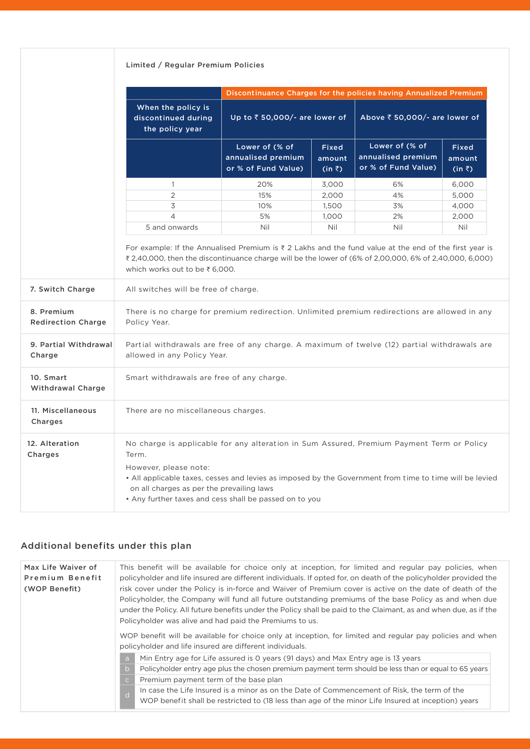Limited / Regular Premium Policies

| When the policy is discontinued during the policy year | Discontinuance Charges for the policies having Annualized Premium | | | |
|---|---|---|---|---|
| | Up to ₹ 50,000/- are lower of | | Above ₹ 50,000/- are lower of | |
| | Lower of (% of annualised premium or % of Fund Value) | Fixed amount (in ₹) | Lower of (% of annualised premium or % of Fund Value) | Fixed amount (in ₹) |
| 1 | 20% | 3,000 | 6% | 6,000 |
| 2 | 15% | 2,000 | 4% | 5,000 |
| 3 | 10% | 1,500 | 3% | 4,000 |
| 4 | 5% | 1,000 | 2% | 2,000 |
| 5 and onwards | Nil | Nil | Nil | Nil |

For example: If the Annualised Premium is ₹ 2 Lakhs and the fund value at the end of the first year is ₹ 2,40,000, then the discontinuance charge will be the lower of (6% of 2,00,000, 6% of 2,40,000, 6,000) which works out to be ₹ 6,000.

| | |
|---|---|
| 7. Switch Charge | All switches will be free of charge. |
| 8. Premium Redirection Charge | There is no charge for premium redirection. Unlimited premium redirections are allowed in any Policy Year. |
| 9. Partial Withdrawal Charge | Partial withdrawals are free of any charge. A maximum of twelve (12) partial withdrawals are allowed in any Policy Year. |
| 10. Smart Withdrawal Charge | Smart withdrawals are free of any charge. |
| 11. Miscellaneous Charges | There are no miscellaneous charges. |
| 12. Alteration Charges | No charge is applicable for any alteration in Sum Assured, Premium Payment Term or Policy Term.<br>However, please note:<br>• All applicable taxes, cesses and levies as imposed by the Government from time to time will be levied on all charges as per the prevailing laws<br>• Any further taxes and cess shall be passed on to you |

## Additional benefits under this plan

| | |
|---|---|
| Max Life Waiver of Premium Benefit (WOP Benefit) | This benefit will be available for choice only at inception, for limited and regular pay policies, when policyholder and life insured are different individuals. If opted for, on death of the policyholder provided the risk cover under the Policy is in-force and Waiver of Premium cover is active on the date of death of the Policyholder, the Company will fund all future outstanding premiums of the base Policy as and when due under the Policy. All future benefits under the Policy shall be paid to the Claimant, as and when due, as if the Policyholder was alive and had paid the Premiums to us.<br><br>WOP benefit will be available for choice only at inception, for limited and regular pay policies and when policyholder and life insured are different individuals.<br>a. Min Entry age for Life assured is 0 years (91 days) and Max Entry age is 13 years<br>b. Policyholder entry age plus the chosen premium payment term should be less than or equal to 65 years<br>c. Premium payment term of the base plan<br>d. In case the Life Insured is a minor as on the Date of Commencement of Risk, the term of the WOP benefit shall be restricted to (18 less than age of the minor Life Insured at inception) years |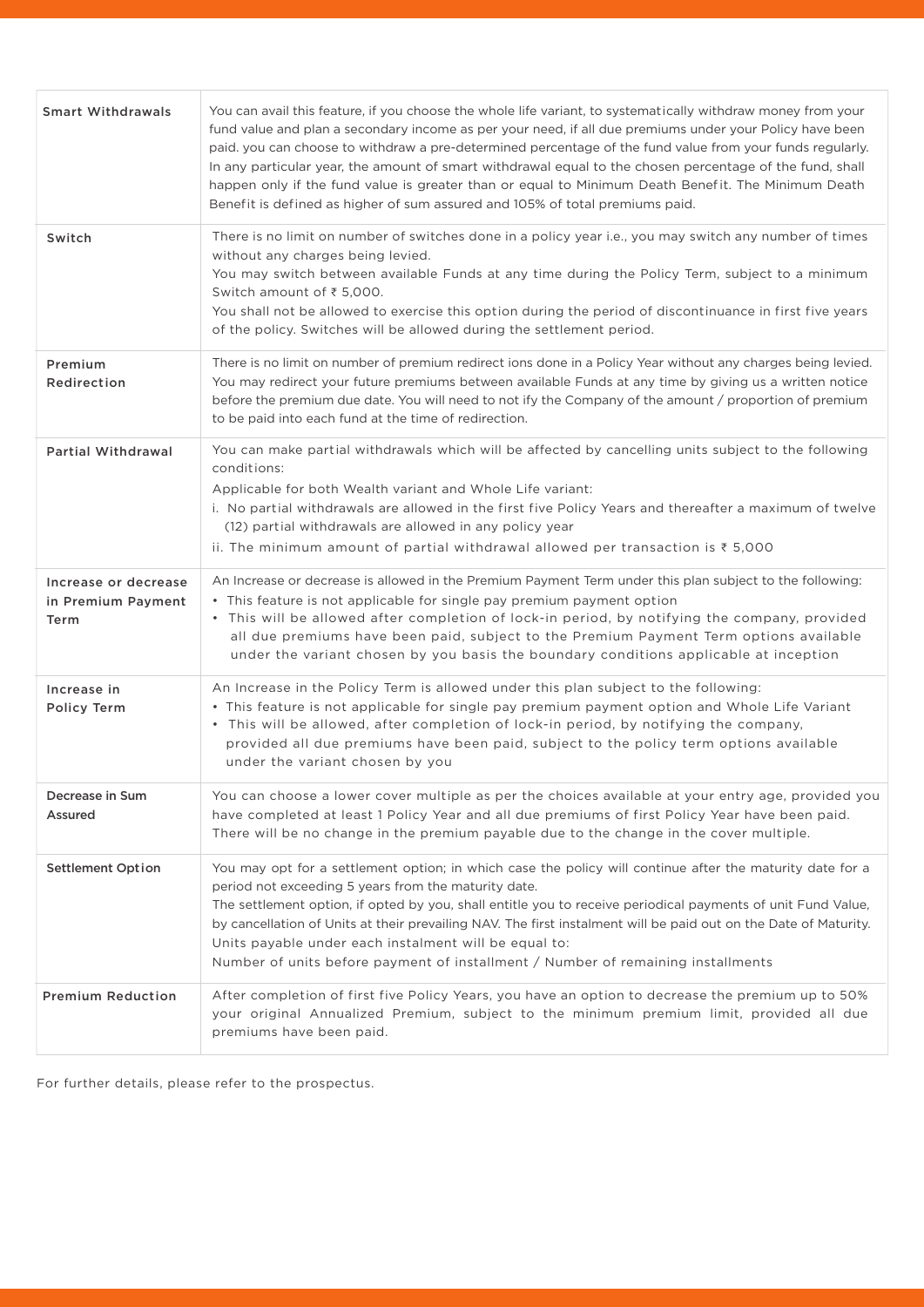| | |
|---|---|
| Smart Withdrawals | You can avail this feature, if you choose the whole life variant, to systematically withdraw money from your fund value and plan a secondary income as per your need, if all due premiums under your Policy have been paid. you can choose to withdraw a pre-determined percentage of the fund value from your funds regularly. In any particular year, the amount of smart withdrawal equal to the chosen percentage of the fund, shall happen only if the fund value is greater than or equal to Minimum Death Benefit. The Minimum Death Benefit is defined as higher of sum assured and 105% of total premiums paid. |
| Switch | There is no limit on number of switches done in a policy year i.e., you may switch any number of times without any charges being levied.<br>You may switch between available Funds at any time during the Policy Term, subject to a minimum Switch amount of ₹ 5,000.<br>You shall not be allowed to exercise this option during the period of discontinuance in first five years of the policy. Switches will be allowed during the settlement period. |
| Premium Redirection | There is no limit on number of premium redirect ions done in a Policy Year without any charges being levied. You may redirect your future premiums between available Funds at any time by giving us a written notice before the premium due date. You will need to not ify the Company of the amount / proportion of premium to be paid into each fund at the time of redirection. |
| Partial Withdrawal | You can make partial withdrawals which will be affected by cancelling units subject to the following conditions:<br>Applicable for both Wealth variant and Whole Life variant:<br>i. No partial withdrawals are allowed in the first five Policy Years and thereafter a maximum of twelve (12) partial withdrawals are allowed in any policy year<br>ii. The minimum amount of partial withdrawal allowed per transaction is ₹ 5,000 |
| Increase or decrease in Premium Payment Term | An Increase or decrease is allowed in the Premium Payment Term under this plan subject to the following:<br>• This feature is not applicable for single pay premium payment option<br>• This will be allowed after completion of lock-in period, by notifying the company, provided all due premiums have been paid, subject to the Premium Payment Term options available under the variant chosen by you basis the boundary conditions applicable at inception |
| Increase in Policy Term | An Increase in the Policy Term is allowed under this plan subject to the following:<br>• This feature is not applicable for single pay premium payment option and Whole Life Variant<br>• This will be allowed, after completion of lock-in period, by notifying the company, provided all due premiums have been paid, subject to the policy term options available under the variant chosen by you |
| Decrease in Sum Assured | You can choose a lower cover multiple as per the choices available at your entry age, provided you have completed at least 1 Policy Year and all due premiums of first Policy Year have been paid. There will be no change in the premium payable due to the change in the cover multiple. |
| Settlement Option | You may opt for a settlement option; in which case the policy will continue after the maturity date for a period not exceeding 5 years from the maturity date.<br>The settlement option, if opted by you, shall entitle you to receive periodical payments of unit Fund Value, by cancellation of Units at their prevailing NAV. The first instalment will be paid out on the Date of Maturity. Units payable under each instalment will be equal to:<br>Number of units before payment of installment / Number of remaining installments |
| Premium Reduction | After completion of first five Policy Years, you have an option to decrease the premium up to 50% your original Annualized Premium, subject to the minimum premium limit, provided all due premiums have been paid. |

For further details, please refer to the prospectus.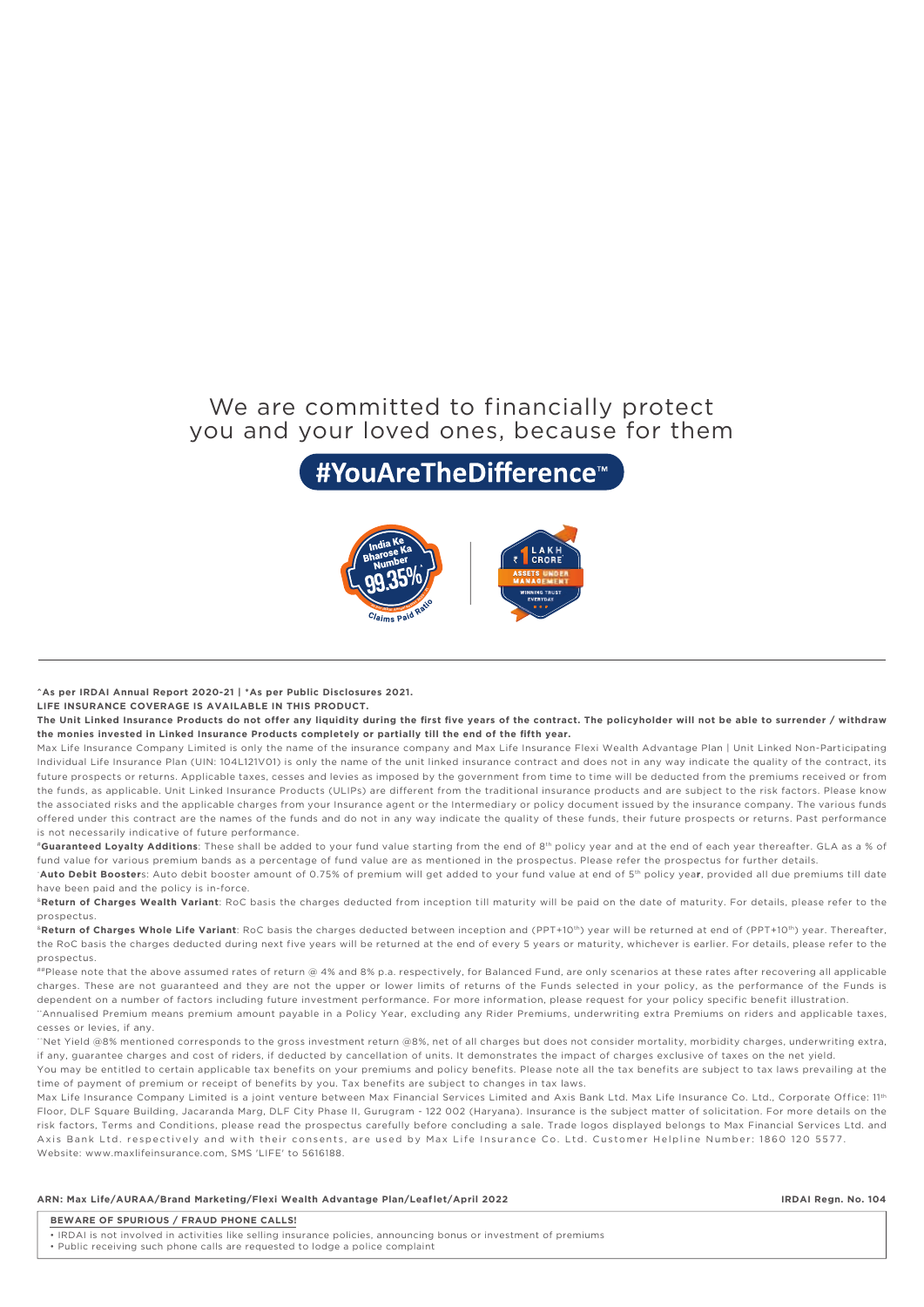We are committed to financially protect you and your loved ones, because for them

#YouAreTheDifference™

India Ke Bharose Ka Number 99.35%^ Claims Paid Ratio

₹ 1 LAKH CRORE* ASSETS UNDER MANAGEMENT WINNING TRUST EVERYDAY

**^As per IRDAI Annual Report 2020-21 | *As per Public Disclosures 2021.**

**LIFE INSURANCE COVERAGE IS AVAILABLE IN THIS PRODUCT.**

**The Unit Linked Insurance Products do not offer any liquidity during the first five years of the contract. The policyholder will not be able to surrender / withdraw the monies invested in Linked Insurance Products completely or partially till the end of the fifth year.**

Max Life Insurance Company Limited is only the name of the insurance company and Max Life Insurance Flexi Wealth Advantage Plan | Unit Linked Non-Participating Individual Life Insurance Plan (UIN: 104L121V01) is only the name of the unit linked insurance contract and does not in any way indicate the quality of the contract, its future prospects or returns. Applicable taxes, cesses and levies as imposed by the government from time to time will be deducted from the premiums received or from the funds, as applicable. Unit Linked Insurance Products (ULIPs) are different from the traditional insurance products and are subject to the risk factors. Please know the associated risks and the applicable charges from your Insurance agent or the Intermediary or policy document issued by the insurance company. The various funds offered under this contract are the names of the funds and do not in any way indicate the quality of these funds, their future prospects or returns. Past performance is not necessarily indicative of future performance.

#**Guaranteed Loyalty Additions**: These shall be added to your fund value starting from the end of 8th policy year and at the end of each year thereafter. GLA as a % of fund value for various premium bands as a percentage of fund value are as mentioned in the prospectus. Please refer the prospectus for further details.

'**Auto Debit Booster**s: Auto debit booster amount of 0.75% of premium will get added to your fund value at end of 5th policy year, provided all due premiums till date have been paid and the policy is in-force.

&**Return of Charges Wealth Variant**: RoC basis the charges deducted from inception till maturity will be paid on the date of maturity. For details, please refer to the prospectus.

&**Return of Charges Whole Life Variant**: RoC basis the charges deducted between inception and (PPT+10th) year will be returned at end of (PPT+10th) year. Thereafter, the RoC basis the charges deducted during next five years will be returned at the end of every 5 years or maturity, whichever is earlier. For details, please refer to the prospectus.

##Please note that the above assumed rates of return @ 4% and 8% p.a. respectively, for Balanced Fund, are only scenarios at these rates after recovering all applicable charges. These are not guaranteed and they are not the upper or lower limits of returns of the Funds selected in your policy, as the performance of the Funds is dependent on a number of factors including future investment performance. For more information, please request for your policy specific benefit illustration.

''Annualised Premium means premium amount payable in a Policy Year, excluding any Rider Premiums, underwriting extra Premiums on riders and applicable taxes, cesses or levies, if any.

''Net Yield @8% mentioned corresponds to the gross investment return @8%, net of all charges but does not consider mortality, morbidity charges, underwriting extra, if any, guarantee charges and cost of riders, if deducted by cancellation of units. It demonstrates the impact of charges exclusive of taxes on the net yield.

You may be entitled to certain applicable tax benefits on your premiums and policy benefits. Please note all the tax benefits are subject to tax laws prevailing at the time of payment of premium or receipt of benefits by you. Tax benefits are subject to changes in tax laws.

Max Life Insurance Company Limited is a joint venture between Max Financial Services Limited and Axis Bank Ltd. Max Life Insurance Co. Ltd., Corporate Office: 11th Floor, DLF Square Building, Jacaranda Marg, DLF City Phase II, Gurugram - 122 002 (Haryana). Insurance is the subject matter of solicitation. For more details on the risk factors, Terms and Conditions, please read the prospectus carefully before concluding a sale. Trade logos displayed belongs to Max Financial Services Ltd. and Axis Bank Ltd. respectively and with their consents, are used by Max Life Insurance Co. Ltd. Customer Helpline Number: 1860 120 5577. Website: www.maxlifeinsurance.com, SMS 'LIFE' to 5616188.

**ARN: Max Life/AURAA/Brand Marketing/Flexi Wealth Advantage Plan/Leaflet/April 2022** **IRDAI Regn. No. 104**

**BEWARE OF SPURIOUS / FRAUD PHONE CALLS!**

- IRDAI is not involved in activities like selling insurance policies, announcing bonus or investment of premiums
- Public receiving such phone calls are requested to lodge a police complaint